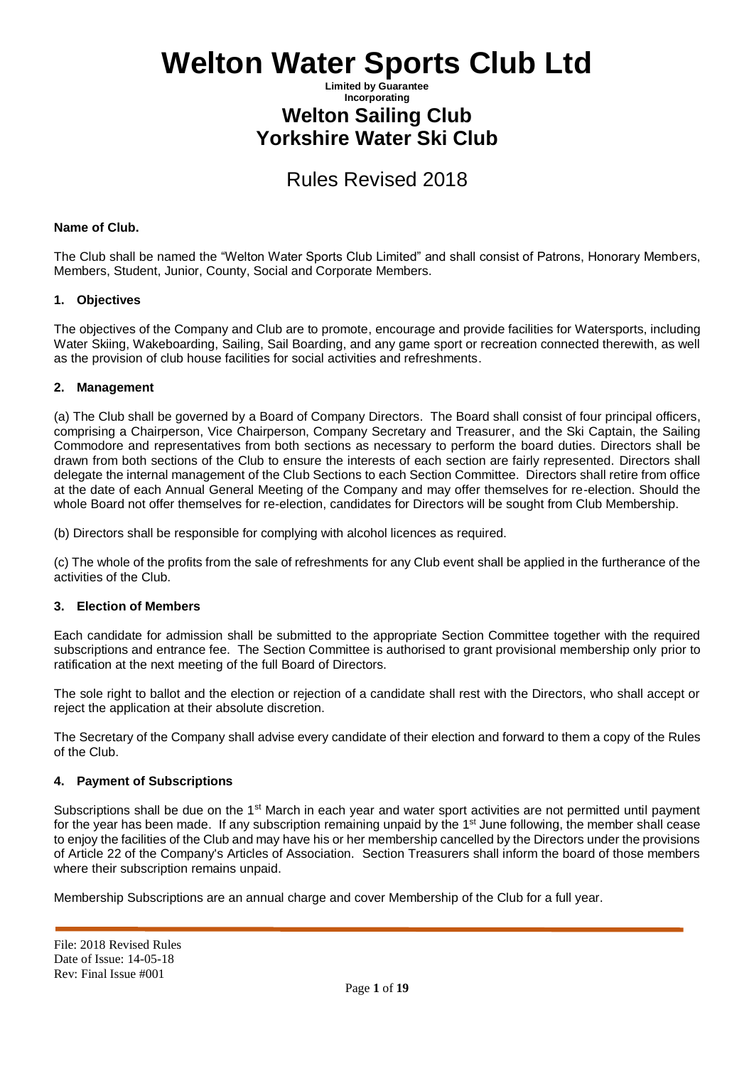# Welton Water Sports Club Ltd

**Limited by Guarantee**
**Incorporating**

## Welton Sailing Club
## Yorkshire Water Ski Club

## Rules Revised 2018

**Name of Club.**

The Club shall be named the "Welton Water Sports Club Limited" and shall consist of Patrons, Honorary Members, Members, Student, Junior, County, Social and Corporate Members.

### 1. Objectives

The objectives of the Company and Club are to promote, encourage and provide facilities for Watersports, including Water Skiing, Wakeboarding, Sailing, Sail Boarding, and any game sport or recreation connected therewith, as well as the provision of club house facilities for social activities and refreshments.

### 2. Management

(a) The Club shall be governed by a Board of Company Directors. The Board shall consist of four principal officers, comprising a Chairperson, Vice Chairperson, Company Secretary and Treasurer, and the Ski Captain, the Sailing Commodore and representatives from both sections as necessary to perform the board duties. Directors shall be drawn from both sections of the Club to ensure the interests of each section are fairly represented. Directors shall delegate the internal management of the Club Sections to each Section Committee. Directors shall retire from office at the date of each Annual General Meeting of the Company and may offer themselves for re-election. Should the whole Board not offer themselves for re-election, candidates for Directors will be sought from Club Membership.

(b) Directors shall be responsible for complying with alcohol licences as required.

(c) The whole of the profits from the sale of refreshments for any Club event shall be applied in the furtherance of the activities of the Club.

### 3. Election of Members

Each candidate for admission shall be submitted to the appropriate Section Committee together with the required subscriptions and entrance fee. The Section Committee is authorised to grant provisional membership only prior to ratification at the next meeting of the full Board of Directors.

The sole right to ballot and the election or rejection of a candidate shall rest with the Directors, who shall accept or reject the application at their absolute discretion.

The Secretary of the Company shall advise every candidate of their election and forward to them a copy of the Rules of the Club.

### 4. Payment of Subscriptions

Subscriptions shall be due on the 1st March in each year and water sport activities are not permitted until payment for the year has been made. If any subscription remaining unpaid by the 1st June following, the member shall cease to enjoy the facilities of the Club and may have his or her membership cancelled by the Directors under the provisions of Article 22 of the Company's Articles of Association. Section Treasurers shall inform the board of those members where their subscription remains unpaid.

Membership Subscriptions are an annual charge and cover Membership of the Club for a full year.

File: 2018 Revised Rules
Date of Issue: 14-05-18
Rev: Final Issue #001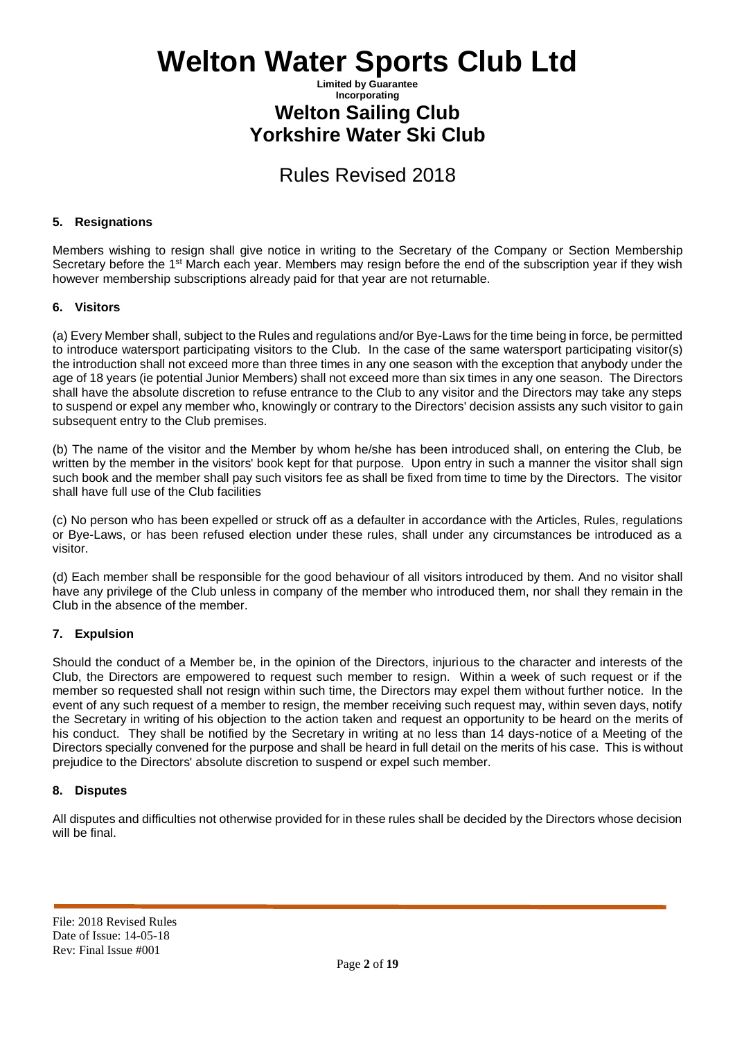## 5. Resignations

Members wishing to resign shall give notice in writing to the Secretary of the Company or Section Membership Secretary before the 1st March each year. Members may resign before the end of the subscription year if they wish however membership subscriptions already paid for that year are not returnable.

## 6. Visitors

(a) Every Member shall, subject to the Rules and regulations and/or Bye-Laws for the time being in force, be permitted to introduce watersport participating visitors to the Club. In the case of the same watersport participating visitor(s) the introduction shall not exceed more than three times in any one season with the exception that anybody under the age of 18 years (ie potential Junior Members) shall not exceed more than six times in any one season. The Directors shall have the absolute discretion to refuse entrance to the Club to any visitor and the Directors may take any steps to suspend or expel any member who, knowingly or contrary to the Directors' decision assists any such visitor to gain subsequent entry to the Club premises.

(b) The name of the visitor and the Member by whom he/she has been introduced shall, on entering the Club, be written by the member in the visitors' book kept for that purpose. Upon entry in such a manner the visitor shall sign such book and the member shall pay such visitors fee as shall be fixed from time to time by the Directors. The visitor shall have full use of the Club facilities

(c) No person who has been expelled or struck off as a defaulter in accordance with the Articles, Rules, regulations or Bye-Laws, or has been refused election under these rules, shall under any circumstances be introduced as a visitor.

(d) Each member shall be responsible for the good behaviour of all visitors introduced by them. And no visitor shall have any privilege of the Club unless in company of the member who introduced them, nor shall they remain in the Club in the absence of the member.

## 7. Expulsion

Should the conduct of a Member be, in the opinion of the Directors, injurious to the character and interests of the Club, the Directors are empowered to request such member to resign. Within a week of such request or if the member so requested shall not resign within such time, the Directors may expel them without further notice. In the event of any such request of a member to resign, the member receiving such request may, within seven days, notify the Secretary in writing of his objection to the action taken and request an opportunity to be heard on the merits of his conduct. They shall be notified by the Secretary in writing at no less than 14 days-notice of a Meeting of the Directors specially convened for the purpose and shall be heard in full detail on the merits of his case. This is without prejudice to the Directors' absolute discretion to suspend or expel such member.

## 8. Disputes

All disputes and difficulties not otherwise provided for in these rules shall be decided by the Directors whose decision will be final.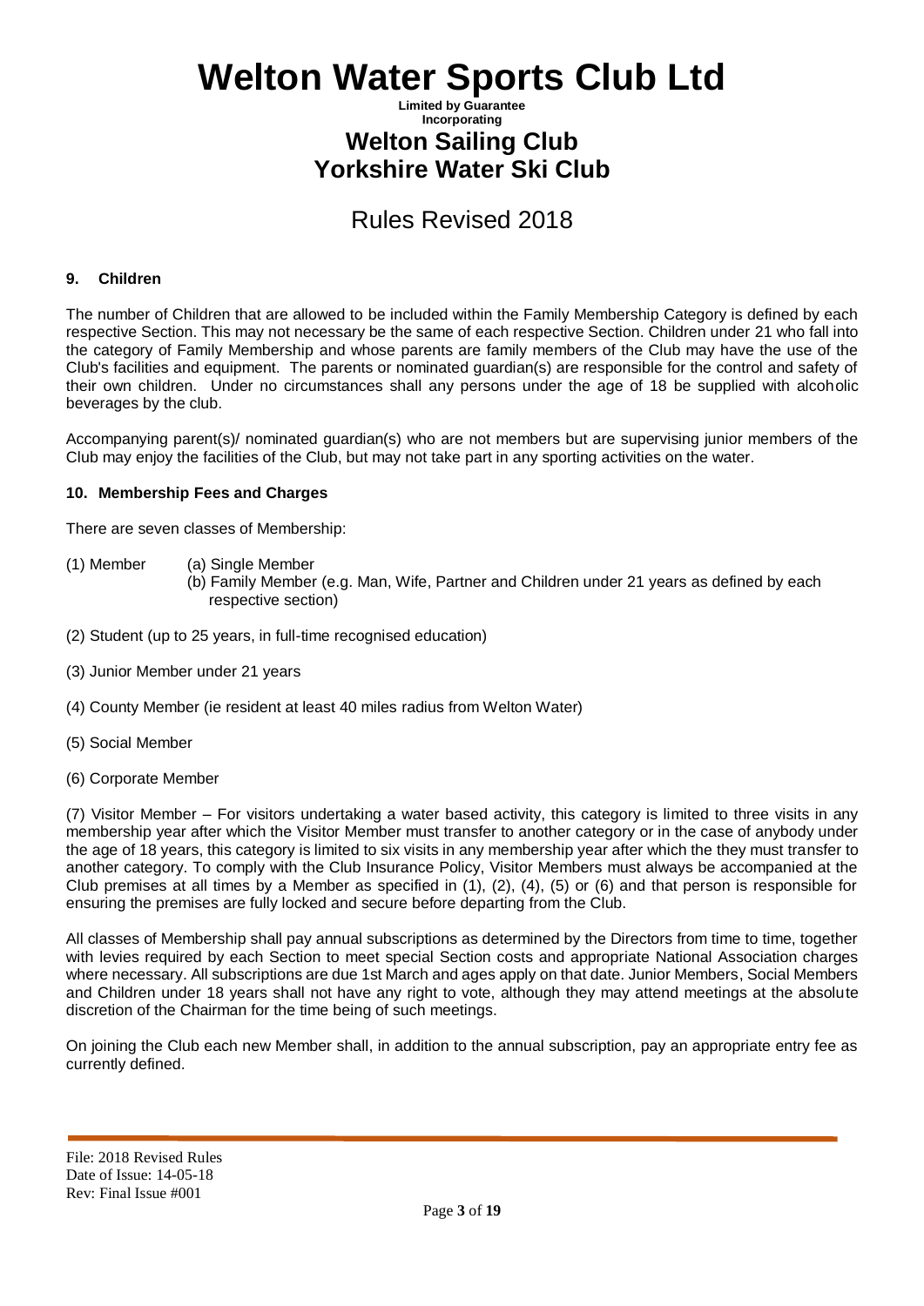# Welton Water Sports Club Ltd

**Limited by Guarantee**
**Incorporating**

## Welton Sailing Club
## Yorkshire Water Ski Club

## Rules Revised 2018

### 9. Children

The number of Children that are allowed to be included within the Family Membership Category is defined by each respective Section. This may not necessary be the same of each respective Section. Children under 21 who fall into the category of Family Membership and whose parents are family members of the Club may have the use of the Club's facilities and equipment. The parents or nominated guardian(s) are responsible for the control and safety of their own children. Under no circumstances shall any persons under the age of 18 be supplied with alcoholic beverages by the club.

Accompanying parent(s)/ nominated guardian(s) who are not members but are supervising junior members of the Club may enjoy the facilities of the Club, but may not take part in any sporting activities on the water.

### 10. Membership Fees and Charges

There are seven classes of Membership:

(1) Member
- (a) Single Member
- (b) Family Member (e.g. Man, Wife, Partner and Children under 21 years as defined by each respective section)

(2) Student (up to 25 years, in full-time recognised education)

(3) Junior Member under 21 years

(4) County Member (ie resident at least 40 miles radius from Welton Water)

(5) Social Member

(6) Corporate Member

(7) Visitor Member – For visitors undertaking a water based activity, this category is limited to three visits in any membership year after which the Visitor Member must transfer to another category or in the case of anybody under the age of 18 years, this category is limited to six visits in any membership year after which the they must transfer to another category. To comply with the Club Insurance Policy, Visitor Members must always be accompanied at the Club premises at all times by a Member as specified in (1), (2), (4), (5) or (6) and that person is responsible for ensuring the premises are fully locked and secure before departing from the Club.

All classes of Membership shall pay annual subscriptions as determined by the Directors from time to time, together with levies required by each Section to meet special Section costs and appropriate National Association charges where necessary. All subscriptions are due 1st March and ages apply on that date. Junior Members, Social Members and Children under 18 years shall not have any right to vote, although they may attend meetings at the absolute discretion of the Chairman for the time being of such meetings.

On joining the Club each new Member shall, in addition to the annual subscription, pay an appropriate entry fee as currently defined.

File: 2018 Revised Rules
Date of Issue: 14-05-18
Rev: Final Issue #001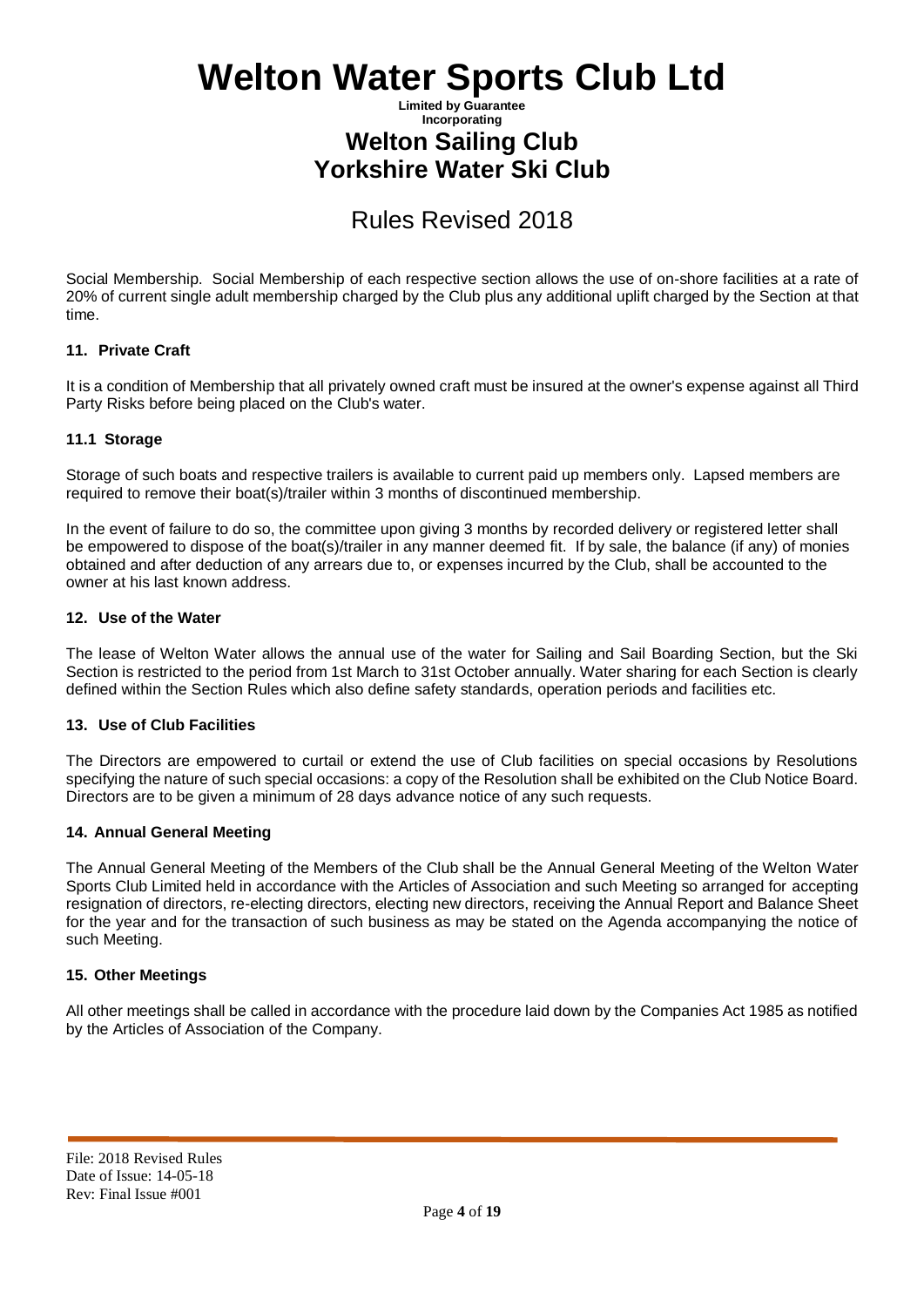Social Membership. Social Membership of each respective section allows the use of on-shore facilities at a rate of 20% of current single adult membership charged by the Club plus any additional uplift charged by the Section at that time.

### 11. Private Craft

It is a condition of Membership that all privately owned craft must be insured at the owner's expense against all Third Party Risks before being placed on the Club's water.

### 11.1 Storage

Storage of such boats and respective trailers is available to current paid up members only. Lapsed members are required to remove their boat(s)/trailer within 3 months of discontinued membership.

In the event of failure to do so, the committee upon giving 3 months by recorded delivery or registered letter shall be empowered to dispose of the boat(s)/trailer in any manner deemed fit. If by sale, the balance (if any) of monies obtained and after deduction of any arrears due to, or expenses incurred by the Club, shall be accounted to the owner at his last known address.

### 12. Use of the Water

The lease of Welton Water allows the annual use of the water for Sailing and Sail Boarding Section, but the Ski Section is restricted to the period from 1st March to 31st October annually. Water sharing for each Section is clearly defined within the Section Rules which also define safety standards, operation periods and facilities etc.

### 13. Use of Club Facilities

The Directors are empowered to curtail or extend the use of Club facilities on special occasions by Resolutions specifying the nature of such special occasions: a copy of the Resolution shall be exhibited on the Club Notice Board. Directors are to be given a minimum of 28 days advance notice of any such requests.

### 14. Annual General Meeting

The Annual General Meeting of the Members of the Club shall be the Annual General Meeting of the Welton Water Sports Club Limited held in accordance with the Articles of Association and such Meeting so arranged for accepting resignation of directors, re-electing directors, electing new directors, receiving the Annual Report and Balance Sheet for the year and for the transaction of such business as may be stated on the Agenda accompanying the notice of such Meeting.

### 15. Other Meetings

All other meetings shall be called in accordance with the procedure laid down by the Companies Act 1985 as notified by the Articles of Association of the Company.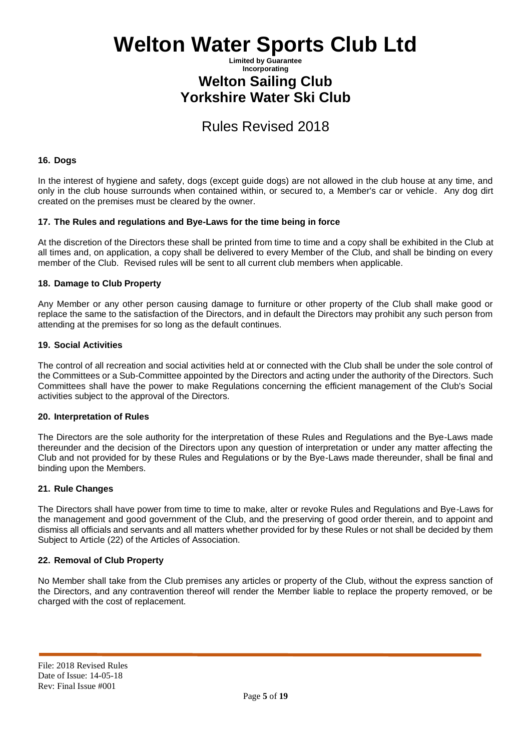## 16. Dogs

In the interest of hygiene and safety, dogs (except guide dogs) are not allowed in the club house at any time, and only in the club house surrounds when contained within, or secured to, a Member's car or vehicle. Any dog dirt created on the premises must be cleared by the owner.

## 17. The Rules and regulations and Bye-Laws for the time being in force

At the discretion of the Directors these shall be printed from time to time and a copy shall be exhibited in the Club at all times and, on application, a copy shall be delivered to every Member of the Club, and shall be binding on every member of the Club. Revised rules will be sent to all current club members when applicable.

## 18. Damage to Club Property

Any Member or any other person causing damage to furniture or other property of the Club shall make good or replace the same to the satisfaction of the Directors, and in default the Directors may prohibit any such person from attending at the premises for so long as the default continues.

## 19. Social Activities

The control of all recreation and social activities held at or connected with the Club shall be under the sole control of the Committees or a Sub-Committee appointed by the Directors and acting under the authority of the Directors. Such Committees shall have the power to make Regulations concerning the efficient management of the Club's Social activities subject to the approval of the Directors.

## 20. Interpretation of Rules

The Directors are the sole authority for the interpretation of these Rules and Regulations and the Bye-Laws made thereunder and the decision of the Directors upon any question of interpretation or under any matter affecting the Club and not provided for by these Rules and Regulations or by the Bye-Laws made thereunder, shall be final and binding upon the Members.

## 21. Rule Changes

The Directors shall have power from time to time to make, alter or revoke Rules and Regulations and Bye-Laws for the management and good government of the Club, and the preserving of good order therein, and to appoint and dismiss all officials and servants and all matters whether provided for by these Rules or not shall be decided by them Subject to Article (22) of the Articles of Association.

## 22. Removal of Club Property

No Member shall take from the Club premises any articles or property of the Club, without the express sanction of the Directors, and any contravention thereof will render the Member liable to replace the property removed, or be charged with the cost of replacement.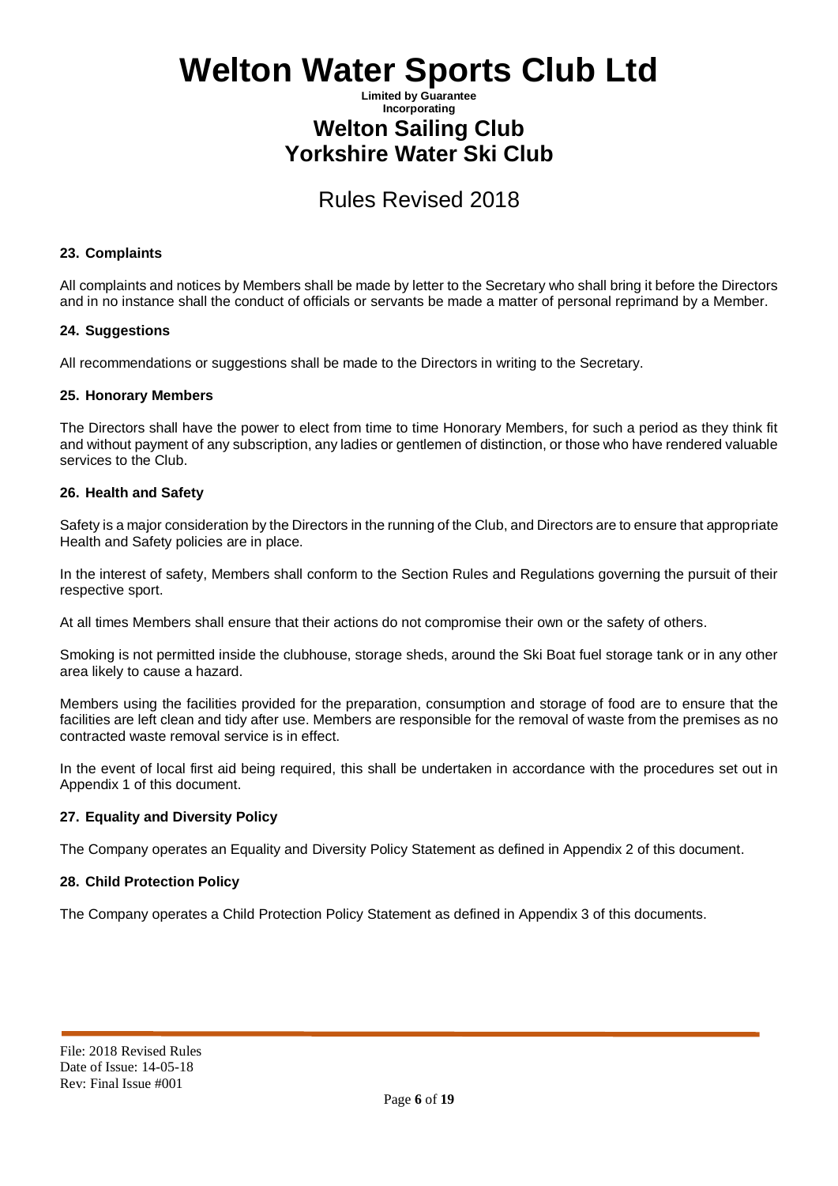### 23. Complaints

All complaints and notices by Members shall be made by letter to the Secretary who shall bring it before the Directors and in no instance shall the conduct of officials or servants be made a matter of personal reprimand by a Member.

### 24. Suggestions

All recommendations or suggestions shall be made to the Directors in writing to the Secretary.

### 25. Honorary Members

The Directors shall have the power to elect from time to time Honorary Members, for such a period as they think fit and without payment of any subscription, any ladies or gentlemen of distinction, or those who have rendered valuable services to the Club.

### 26. Health and Safety

Safety is a major consideration by the Directors in the running of the Club, and Directors are to ensure that appropriate Health and Safety policies are in place.

In the interest of safety, Members shall conform to the Section Rules and Regulations governing the pursuit of their respective sport.

At all times Members shall ensure that their actions do not compromise their own or the safety of others.

Smoking is not permitted inside the clubhouse, storage sheds, around the Ski Boat fuel storage tank or in any other area likely to cause a hazard.

Members using the facilities provided for the preparation, consumption and storage of food are to ensure that the facilities are left clean and tidy after use. Members are responsible for the removal of waste from the premises as no contracted waste removal service is in effect.

In the event of local first aid being required, this shall be undertaken in accordance with the procedures set out in Appendix 1 of this document.

### 27. Equality and Diversity Policy

The Company operates an Equality and Diversity Policy Statement as defined in Appendix 2 of this document.

### 28. Child Protection Policy

The Company operates a Child Protection Policy Statement as defined in Appendix 3 of this documents.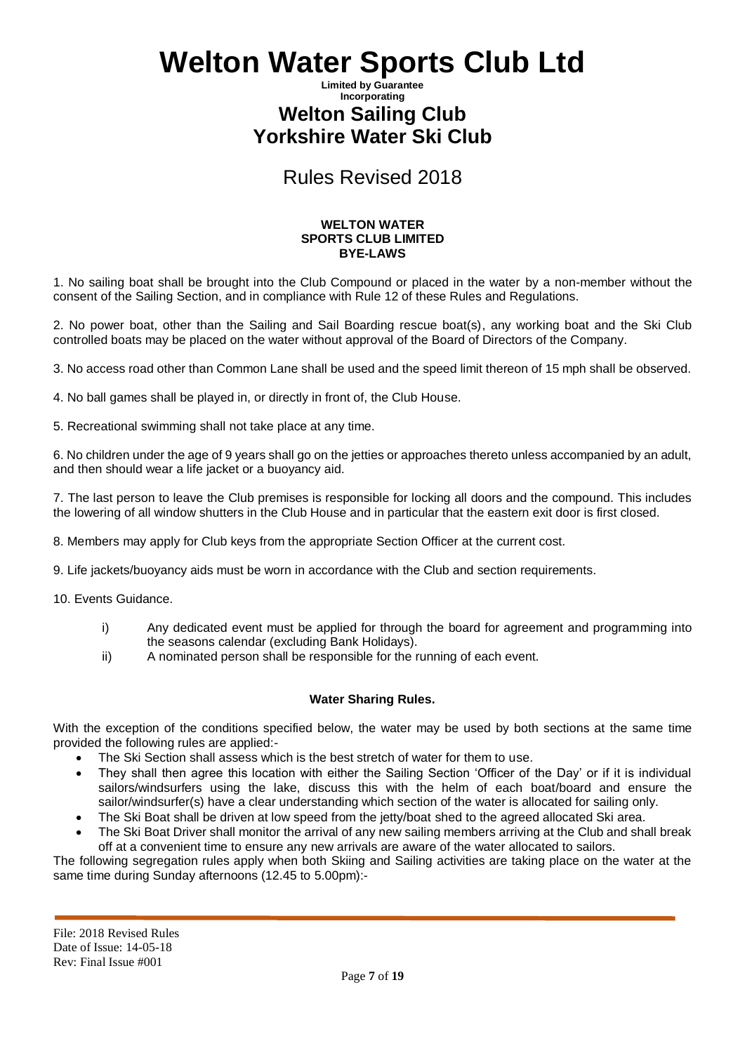# Welton Water Sports Club Ltd

**Limited by Guarantee**
**Incorporating**

## Welton Sailing Club
## Yorkshire Water Ski Club

## Rules Revised 2018

### WELTON WATER SPORTS CLUB LIMITED BYE-LAWS

1. No sailing boat shall be brought into the Club Compound or placed in the water by a non-member without the consent of the Sailing Section, and in compliance with Rule 12 of these Rules and Regulations.

2. No power boat, other than the Sailing and Sail Boarding rescue boat(s), any working boat and the Ski Club controlled boats may be placed on the water without approval of the Board of Directors of the Company.

3. No access road other than Common Lane shall be used and the speed limit thereon of 15 mph shall be observed.

4. No ball games shall be played in, or directly in front of, the Club House.

5. Recreational swimming shall not take place at any time.

6. No children under the age of 9 years shall go on the jetties or approaches thereto unless accompanied by an adult, and then should wear a life jacket or a buoyancy aid.

7. The last person to leave the Club premises is responsible for locking all doors and the compound. This includes the lowering of all window shutters in the Club House and in particular that the eastern exit door is first closed.

8. Members may apply for Club keys from the appropriate Section Officer at the current cost.

9. Life jackets/buoyancy aids must be worn in accordance with the Club and section requirements.

10. Events Guidance.

   i) Any dedicated event must be applied for through the board for agreement and programming into the seasons calendar (excluding Bank Holidays).
   ii) A nominated person shall be responsible for the running of each event.

### Water Sharing Rules.

With the exception of the conditions specified below, the water may be used by both sections at the same time provided the following rules are applied:-

- The Ski Section shall assess which is the best stretch of water for them to use.
- They shall then agree this location with either the Sailing Section 'Officer of the Day' or if it is individual sailors/windsurfers using the lake, discuss this with the helm of each boat/board and ensure the sailor/windsurfer(s) have a clear understanding which section of the water is allocated for sailing only.
- The Ski Boat shall be driven at low speed from the jetty/boat shed to the agreed allocated Ski area.
- The Ski Boat Driver shall monitor the arrival of any new sailing members arriving at the Club and shall break off at a convenient time to ensure any new arrivals are aware of the water allocated to sailors.

The following segregation rules apply when both Skiing and Sailing activities are taking place on the water at the same time during Sunday afternoons (12.45 to 5.00pm):-

File: 2018 Revised Rules
Date of Issue: 14-05-18
Rev: Final Issue #001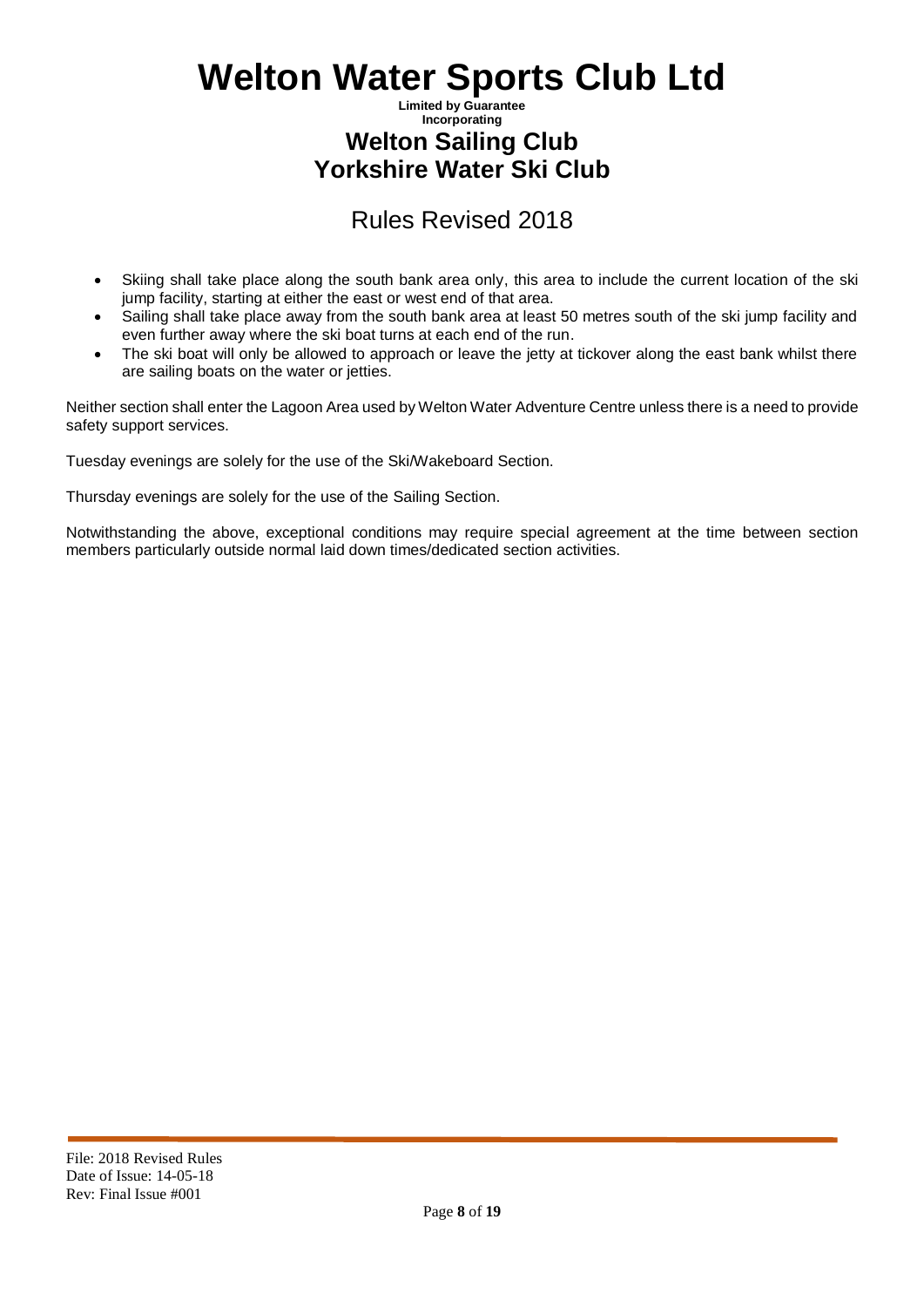- Skiing shall take place along the south bank area only, this area to include the current location of the ski jump facility, starting at either the east or west end of that area.
- Sailing shall take place away from the south bank area at least 50 metres south of the ski jump facility and even further away where the ski boat turns at each end of the run.
- The ski boat will only be allowed to approach or leave the jetty at tickover along the east bank whilst there are sailing boats on the water or jetties.

Neither section shall enter the Lagoon Area used by Welton Water Adventure Centre unless there is a need to provide safety support services.

Tuesday evenings are solely for the use of the Ski/Wakeboard Section.

Thursday evenings are solely for the use of the Sailing Section.

Notwithstanding the above, exceptional conditions may require special agreement at the time between section members particularly outside normal laid down times/dedicated section activities.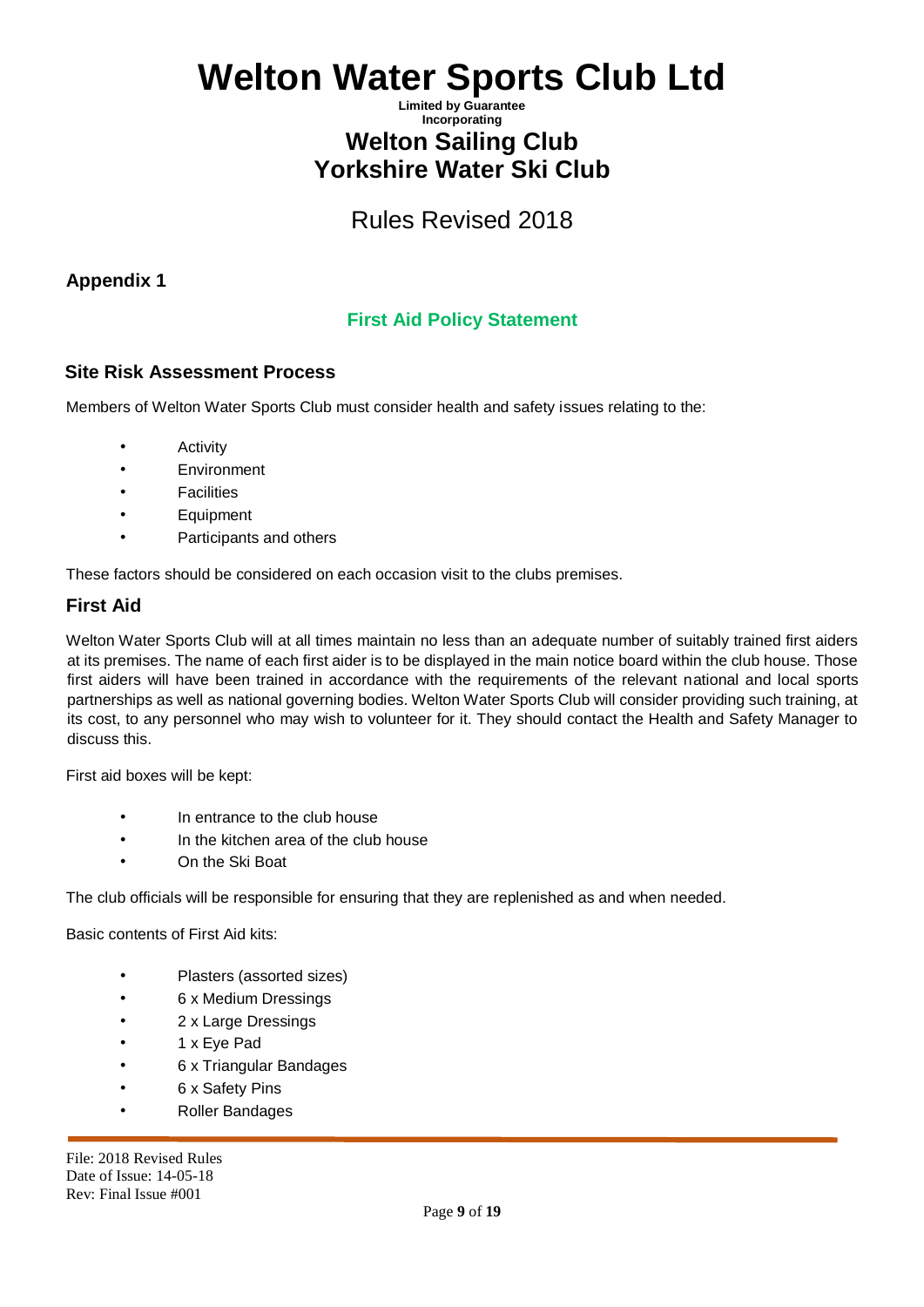# Welton Water Sports Club Ltd

**Limited by Guarantee**
**Incorporating**

## Welton Sailing Club
## Yorkshire Water Ski Club

Rules Revised 2018

## Appendix 1

### First Aid Policy Statement

### Site Risk Assessment Process

Members of Welton Water Sports Club must consider health and safety issues relating to the:

- Activity
- Environment
- Facilities
- Equipment
- Participants and others

These factors should be considered on each occasion visit to the clubs premises.

### First Aid

Welton Water Sports Club will at all times maintain no less than an adequate number of suitably trained first aiders at its premises. The name of each first aider is to be displayed in the main notice board within the club house. Those first aiders will have been trained in accordance with the requirements of the relevant national and local sports partnerships as well as national governing bodies. Welton Water Sports Club will consider providing such training, at its cost, to any personnel who may wish to volunteer for it. They should contact the Health and Safety Manager to discuss this.

First aid boxes will be kept:

- In entrance to the club house
- In the kitchen area of the club house
- On the Ski Boat

The club officials will be responsible for ensuring that they are replenished as and when needed.

Basic contents of First Aid kits:

- Plasters (assorted sizes)
- 6 x Medium Dressings
- 2 x Large Dressings
- 1 x Eye Pad
- 6 x Triangular Bandages
- 6 x Safety Pins
- Roller Bandages

File: 2018 Revised Rules
Date of Issue: 14-05-18
Rev: Final Issue #001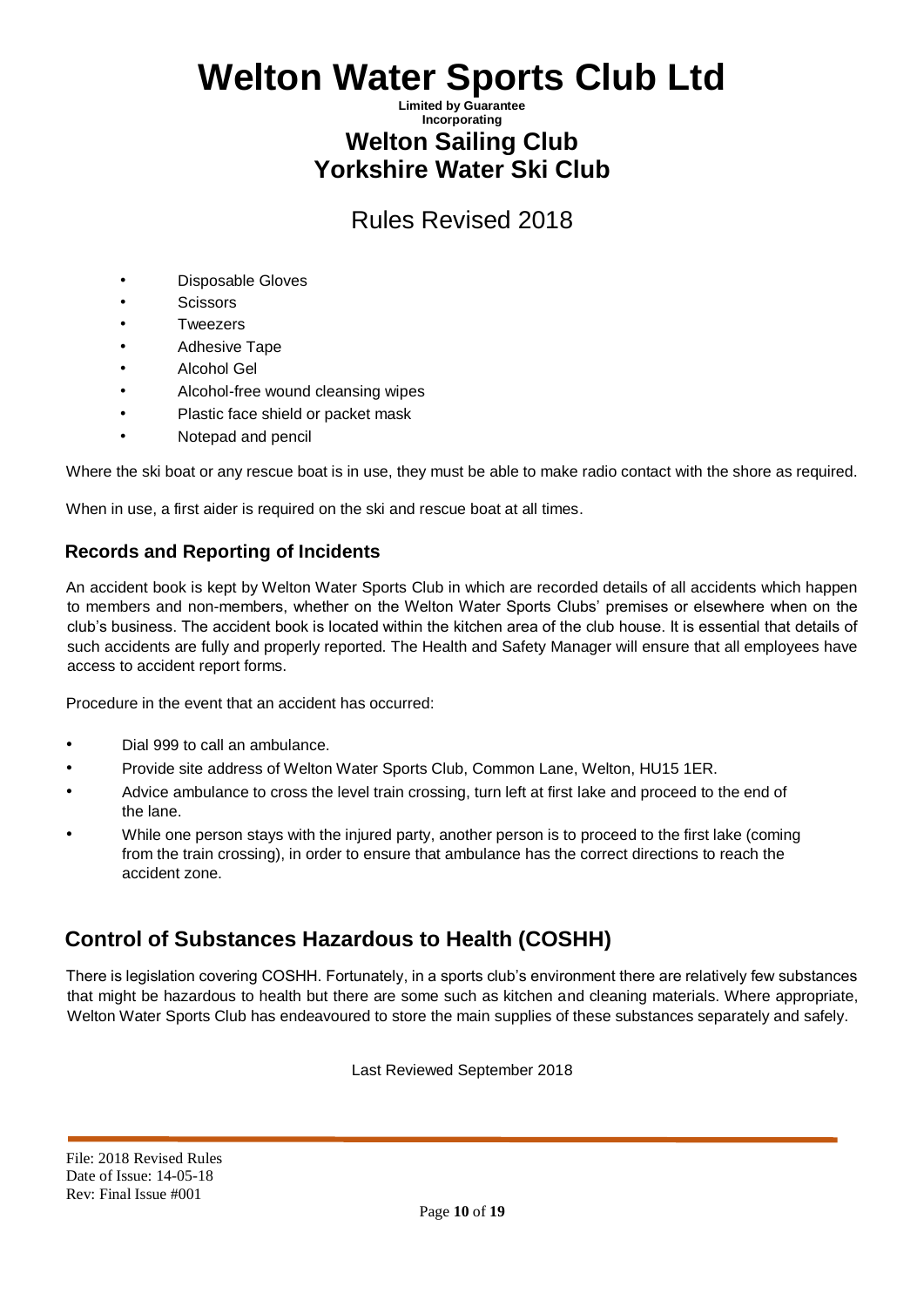- Disposable Gloves
- Scissors
- Tweezers
- Adhesive Tape
- Alcohol Gel
- Alcohol-free wound cleansing wipes
- Plastic face shield or packet mask
- Notepad and pencil

Where the ski boat or any rescue boat is in use, they must be able to make radio contact with the shore as required.

When in use, a first aider is required on the ski and rescue boat at all times.

### Records and Reporting of Incidents

An accident book is kept by Welton Water Sports Club in which are recorded details of all accidents which happen to members and non-members, whether on the Welton Water Sports Clubs' premises or elsewhere when on the club's business. The accident book is located within the kitchen area of the club house. It is essential that details of such accidents are fully and properly reported. The Health and Safety Manager will ensure that all employees have access to accident report forms.

Procedure in the event that an accident has occurred:

- Dial 999 to call an ambulance.
- Provide site address of Welton Water Sports Club, Common Lane, Welton, HU15 1ER.
- Advice ambulance to cross the level train crossing, turn left at first lake and proceed to the end of the lane.
- While one person stays with the injured party, another person is to proceed to the first lake (coming from the train crossing), in order to ensure that ambulance has the correct directions to reach the accident zone.

## Control of Substances Hazardous to Health (COSHH)

There is legislation covering COSHH. Fortunately, in a sports club's environment there are relatively few substances that might be hazardous to health but there are some such as kitchen and cleaning materials. Where appropriate, Welton Water Sports Club has endeavoured to store the main supplies of these substances separately and safely.

Last Reviewed September 2018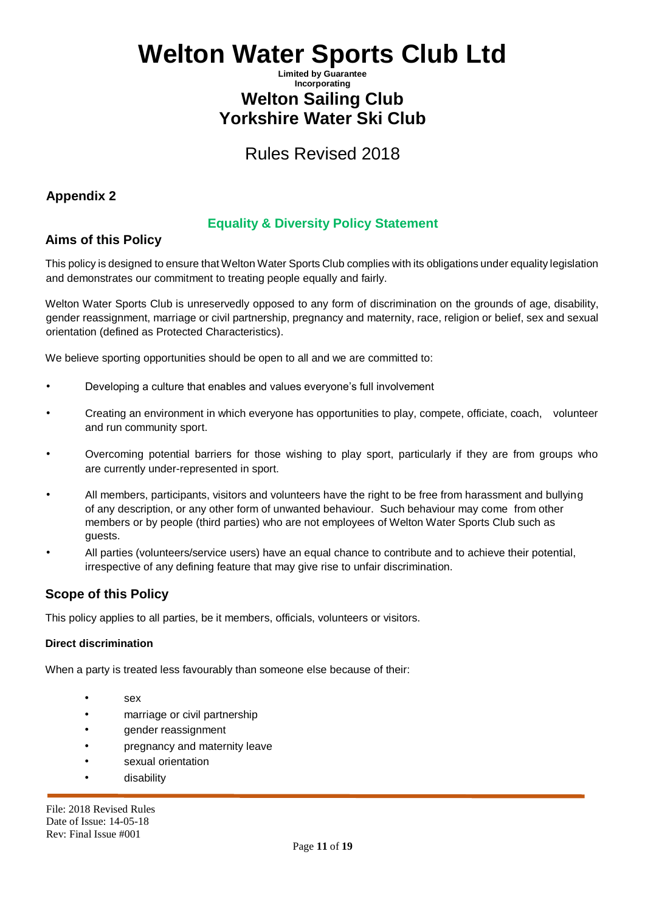# Welton Water Sports Club Ltd

**Limited by Guarantee**
**Incorporating**

## Welton Sailing Club
## Yorkshire Water Ski Club

Rules Revised 2018

### Appendix 2

**Equality & Diversity Policy Statement**

### Aims of this Policy

This policy is designed to ensure that Welton Water Sports Club complies with its obligations under equality legislation and demonstrates our commitment to treating people equally and fairly.

Welton Water Sports Club is unreservedly opposed to any form of discrimination on the grounds of age, disability, gender reassignment, marriage or civil partnership, pregnancy and maternity, race, religion or belief, sex and sexual orientation (defined as Protected Characteristics).

We believe sporting opportunities should be open to all and we are committed to:

- Developing a culture that enables and values everyone's full involvement
- Creating an environment in which everyone has opportunities to play, compete, officiate, coach, volunteer and run community sport.
- Overcoming potential barriers for those wishing to play sport, particularly if they are from groups who are currently under-represented in sport.
- All members, participants, visitors and volunteers have the right to be free from harassment and bullying of any description, or any other form of unwanted behaviour. Such behaviour may come from other members or by people (third parties) who are not employees of Welton Water Sports Club such as guests.
- All parties (volunteers/service users) have an equal chance to contribute and to achieve their potential, irrespective of any defining feature that may give rise to unfair discrimination.

### Scope of this Policy

This policy applies to all parties, be it members, officials, volunteers or visitors.

**Direct discrimination**

When a party is treated less favourably than someone else because of their:

- sex
- marriage or civil partnership
- gender reassignment
- pregnancy and maternity leave
- sexual orientation
- disability

File: 2018 Revised Rules
Date of Issue: 14-05-18
Rev: Final Issue #001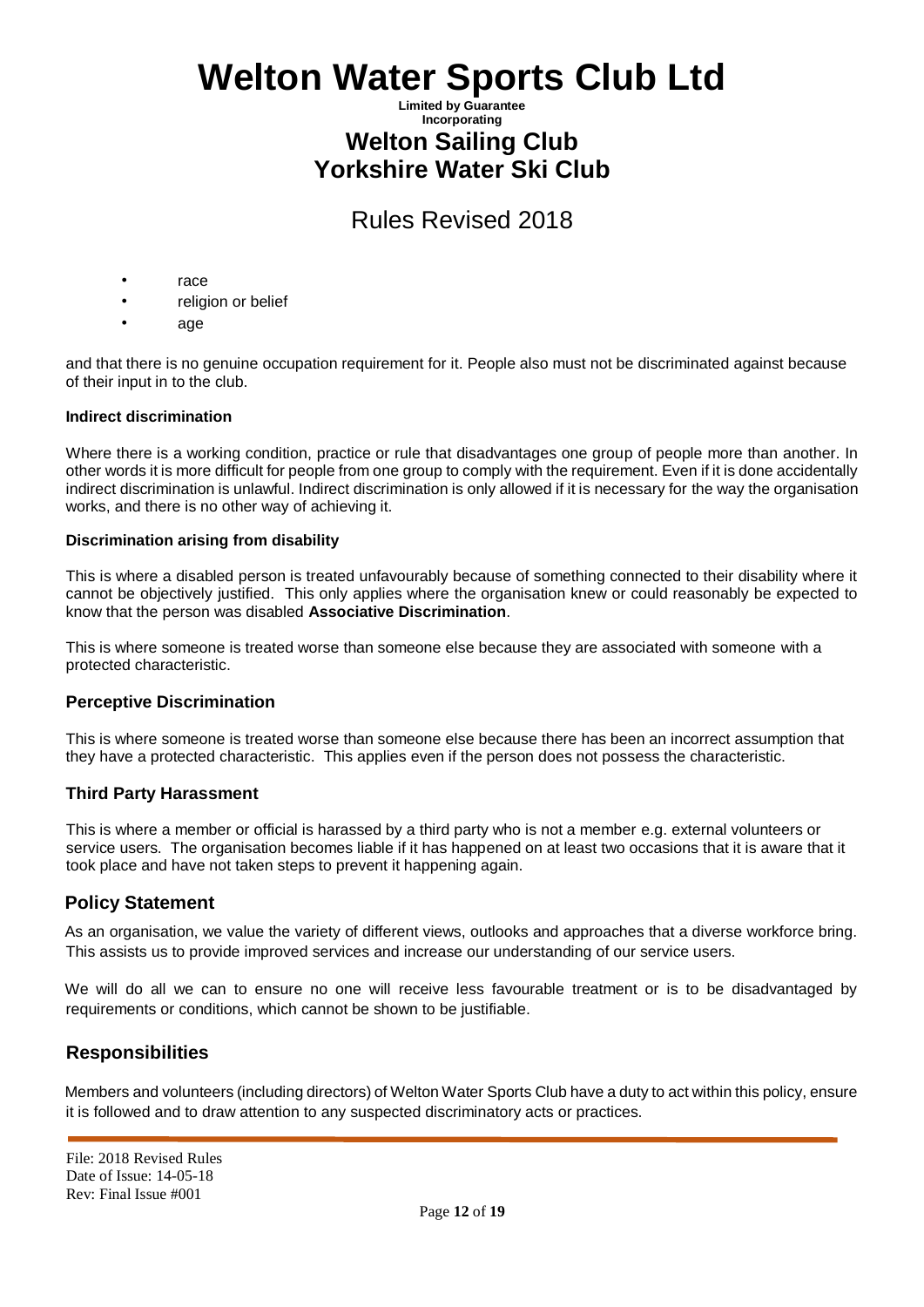- race
- religion or belief
- age

and that there is no genuine occupation requirement for it. People also must not be discriminated against because of their input in to the club.

**Indirect discrimination**

Where there is a working condition, practice or rule that disadvantages one group of people more than another. In other words it is more difficult for people from one group to comply with the requirement. Even if it is done accidentally indirect discrimination is unlawful. Indirect discrimination is only allowed if it is necessary for the way the organisation works, and there is no other way of achieving it.

**Discrimination arising from disability**

This is where a disabled person is treated unfavourably because of something connected to their disability where it cannot be objectively justified. This only applies where the organisation knew or could reasonably be expected to know that the person was disabled **Associative Discrimination**.

This is where someone is treated worse than someone else because they are associated with someone with a protected characteristic.

### Perceptive Discrimination

This is where someone is treated worse than someone else because there has been an incorrect assumption that they have a protected characteristic. This applies even if the person does not possess the characteristic.

### Third Party Harassment

This is where a member or official is harassed by a third party who is not a member e.g. external volunteers or service users. The organisation becomes liable if it has happened on at least two occasions that it is aware that it took place and have not taken steps to prevent it happening again.

## Policy Statement

As an organisation, we value the variety of different views, outlooks and approaches that a diverse workforce bring. This assists us to provide improved services and increase our understanding of our service users.

We will do all we can to ensure no one will receive less favourable treatment or is to be disadvantaged by requirements or conditions, which cannot be shown to be justifiable.

## Responsibilities

Members and volunteers (including directors) of Welton Water Sports Club have a duty to act within this policy, ensure it is followed and to draw attention to any suspected discriminatory acts or practices.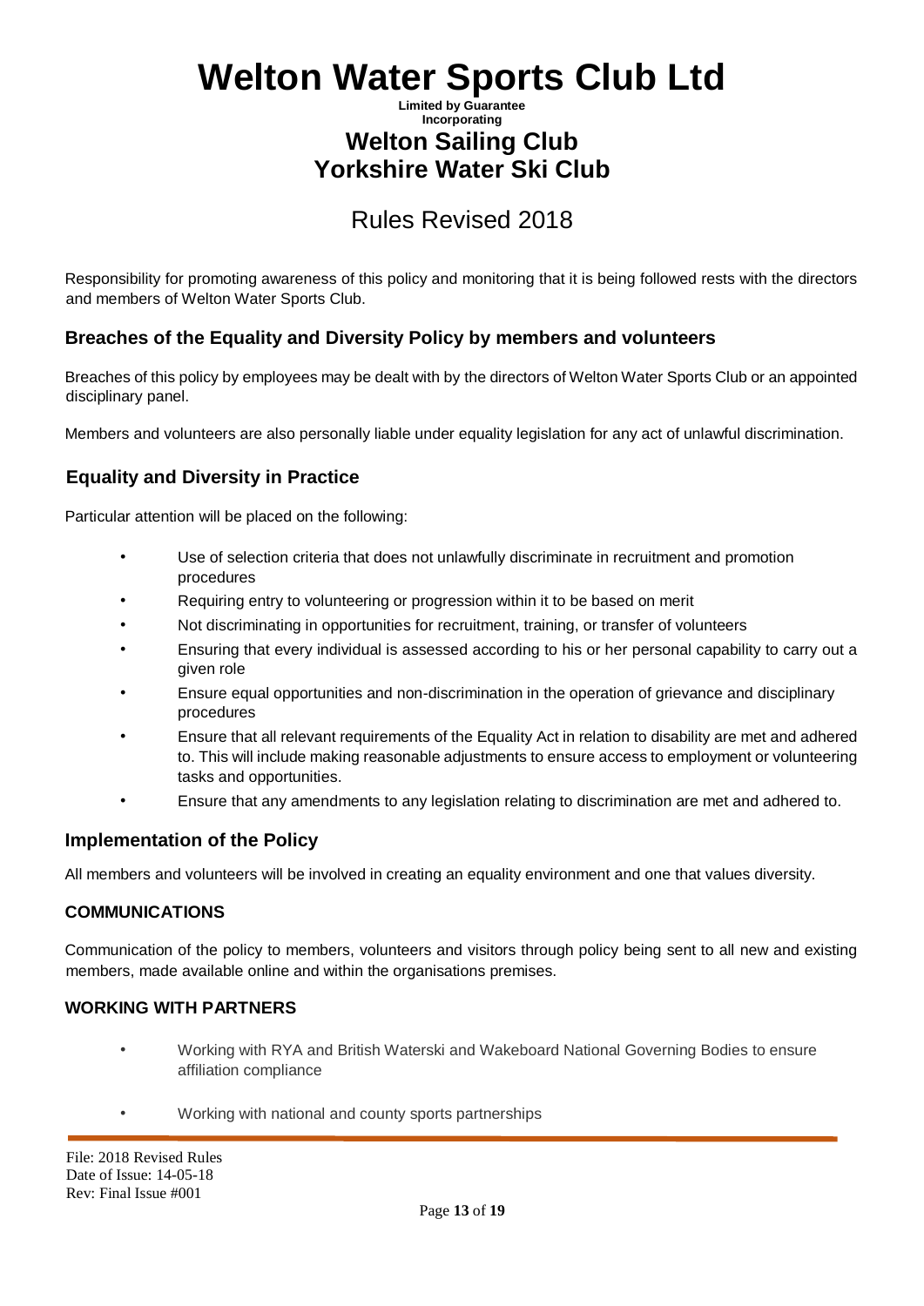# Welton Water Sports Club Ltd

**Limited by Guarantee**
**Incorporating**

## Welton Sailing Club
## Yorkshire Water Ski Club

# Rules Revised 2018

Responsibility for promoting awareness of this policy and monitoring that it is being followed rests with the directors and members of Welton Water Sports Club.

### Breaches of the Equality and Diversity Policy by members and volunteers

Breaches of this policy by employees may be dealt with by the directors of Welton Water Sports Club or an appointed disciplinary panel.

Members and volunteers are also personally liable under equality legislation for any act of unlawful discrimination.

### Equality and Diversity in Practice

Particular attention will be placed on the following:

- Use of selection criteria that does not unlawfully discriminate in recruitment and promotion procedures
- Requiring entry to volunteering or progression within it to be based on merit
- Not discriminating in opportunities for recruitment, training, or transfer of volunteers
- Ensuring that every individual is assessed according to his or her personal capability to carry out a given role
- Ensure equal opportunities and non-discrimination in the operation of grievance and disciplinary procedures
- Ensure that all relevant requirements of the Equality Act in relation to disability are met and adhered to. This will include making reasonable adjustments to ensure access to employment or volunteering tasks and opportunities.
- Ensure that any amendments to any legislation relating to discrimination are met and adhered to.

### Implementation of the Policy

All members and volunteers will be involved in creating an equality environment and one that values diversity.

#### COMMUNICATIONS

Communication of the policy to members, volunteers and visitors through policy being sent to all new and existing members, made available online and within the organisations premises.

#### WORKING WITH PARTNERS

- Working with RYA and British Waterski and Wakeboard National Governing Bodies to ensure affiliation compliance
- Working with national and county sports partnerships

File: 2018 Revised Rules
Date of Issue: 14-05-18
Rev: Final Issue #001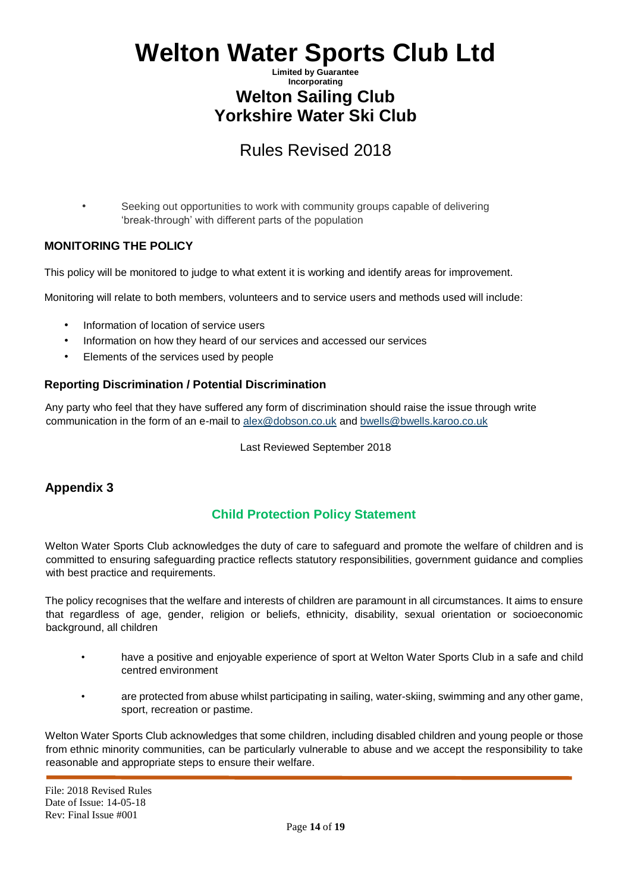- Seeking out opportunities to work with community groups capable of delivering 'break-through' with different parts of the population

### MONITORING THE POLICY

This policy will be monitored to judge to what extent it is working and identify areas for improvement.

Monitoring will relate to both members, volunteers and to service users and methods used will include:

- Information of location of service users
- Information on how they heard of our services and accessed our services
- Elements of the services used by people

### Reporting Discrimination / Potential Discrimination

Any party who feel that they have suffered any form of discrimination should raise the issue through write communication in the form of an e-mail to alex@dobson.co.uk and bwells@bwells.karoo.co.uk

Last Reviewed September 2018

## Appendix 3

### Child Protection Policy Statement

Welton Water Sports Club acknowledges the duty of care to safeguard and promote the welfare of children and is committed to ensuring safeguarding practice reflects statutory responsibilities, government guidance and complies with best practice and requirements.

The policy recognises that the welfare and interests of children are paramount in all circumstances. It aims to ensure that regardless of age, gender, religion or beliefs, ethnicity, disability, sexual orientation or socioeconomic background, all children

- have a positive and enjoyable experience of sport at Welton Water Sports Club in a safe and child centred environment
- are protected from abuse whilst participating in sailing, water-skiing, swimming and any other game, sport, recreation or pastime.

Welton Water Sports Club acknowledges that some children, including disabled children and young people or those from ethnic minority communities, can be particularly vulnerable to abuse and we accept the responsibility to take reasonable and appropriate steps to ensure their welfare.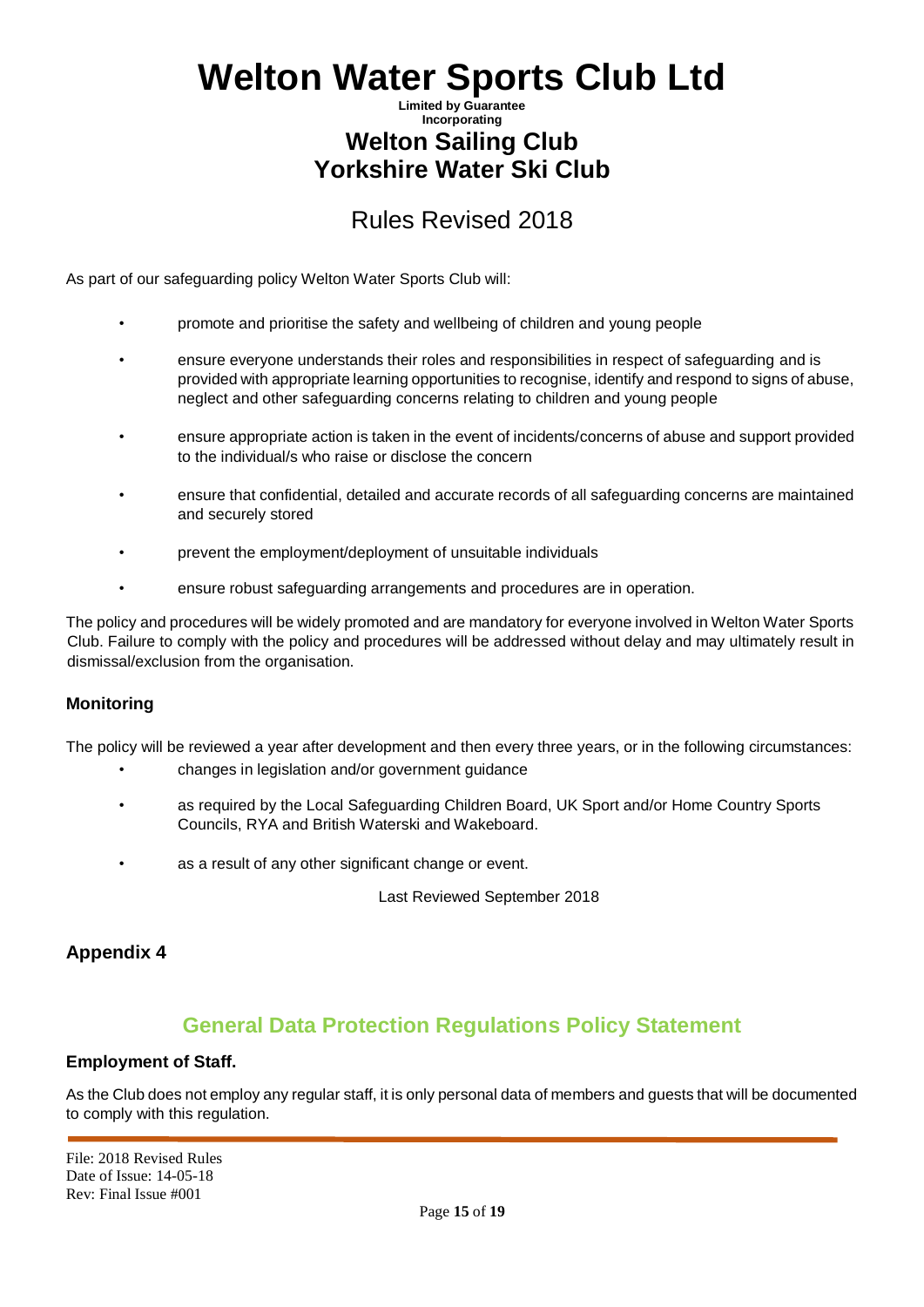As part of our safeguarding policy Welton Water Sports Club will:

- promote and prioritise the safety and wellbeing of children and young people
- ensure everyone understands their roles and responsibilities in respect of safeguarding and is provided with appropriate learning opportunities to recognise, identify and respond to signs of abuse, neglect and other safeguarding concerns relating to children and young people
- ensure appropriate action is taken in the event of incidents/concerns of abuse and support provided to the individual/s who raise or disclose the concern
- ensure that confidential, detailed and accurate records of all safeguarding concerns are maintained and securely stored
- prevent the employment/deployment of unsuitable individuals
- ensure robust safeguarding arrangements and procedures are in operation.

The policy and procedures will be widely promoted and are mandatory for everyone involved in Welton Water Sports Club. Failure to comply with the policy and procedures will be addressed without delay and may ultimately result in dismissal/exclusion from the organisation.

### Monitoring

The policy will be reviewed a year after development and then every three years, or in the following circumstances:

- changes in legislation and/or government guidance
- as required by the Local Safeguarding Children Board, UK Sport and/or Home Country Sports Councils, RYA and British Waterski and Wakeboard.
- as a result of any other significant change or event.

Last Reviewed September 2018

## Appendix 4

## General Data Protection Regulations Policy Statement

### Employment of Staff.

As the Club does not employ any regular staff, it is only personal data of members and guests that will be documented to comply with this regulation.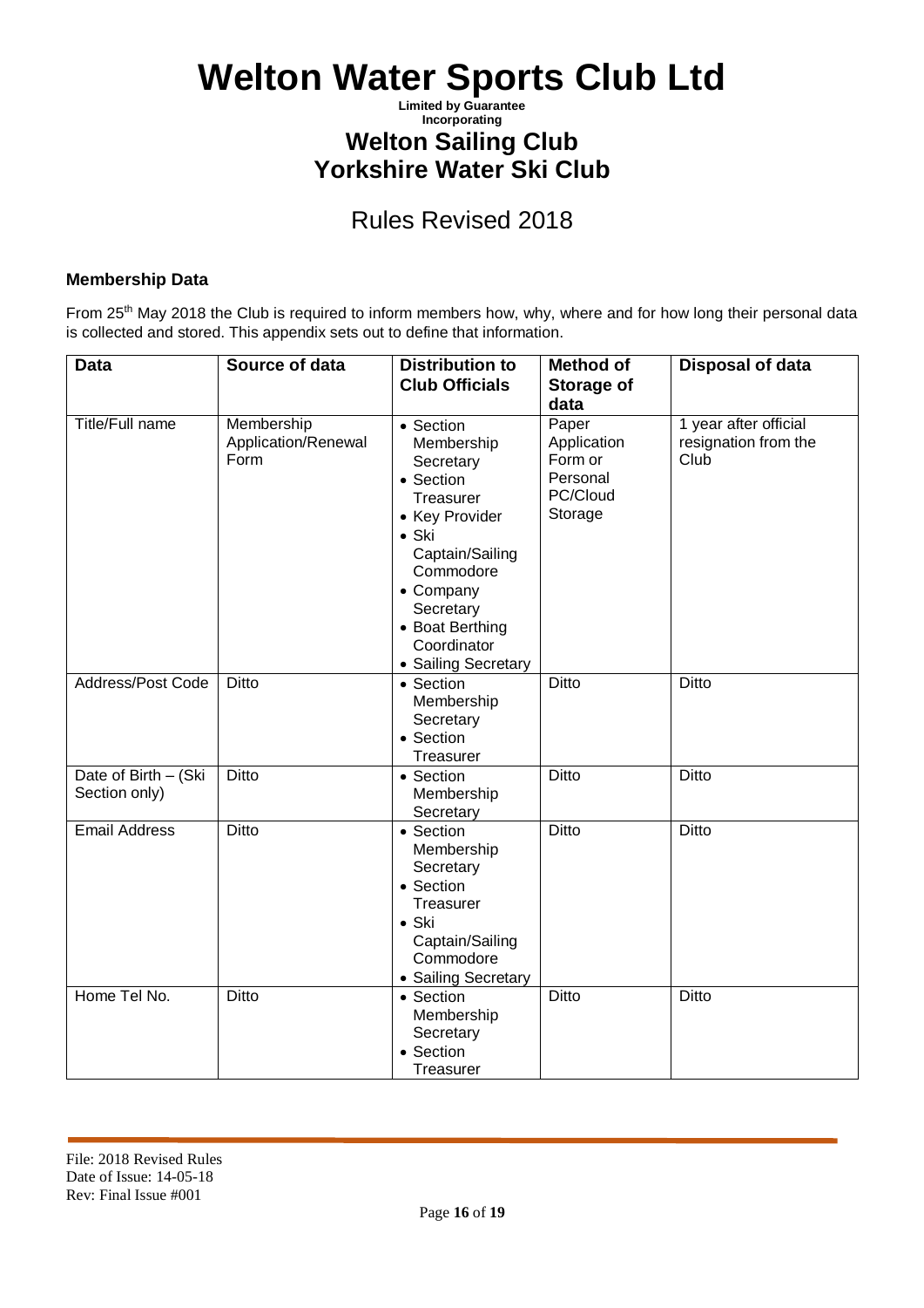# Welton Water Sports Club Ltd

**Limited by Guarantee**
**Incorporating**

## Welton Sailing Club
## Yorkshire Water Ski Club

## Rules Revised 2018

### Membership Data

From 25th May 2018 the Club is required to inform members how, why, where and for how long their personal data is collected and stored. This appendix sets out to define that information.

| Data | Source of data | Distribution to Club Officials | Method of Storage of data | Disposal of data |
|---|---|---|---|---|
| Title/Full name | Membership Application/Renewal Form | • Section Membership Secretary<br>• Section Treasurer<br>• Key Provider<br>• Ski Captain/Sailing Commodore<br>• Company Secretary<br>• Boat Berthing Coordinator<br>• Sailing Secretary | Paper Application Form or Personal PC/Cloud Storage | 1 year after official resignation from the Club |
| Address/Post Code | Ditto | • Section Membership Secretary<br>• Section Treasurer | Ditto | Ditto |
| Date of Birth – (Ski Section only) | Ditto | • Section Membership Secretary | Ditto | Ditto |
| Email Address | Ditto | • Section Membership Secretary<br>• Section Treasurer<br>• Ski Captain/Sailing Commodore<br>• Sailing Secretary | Ditto | Ditto |
| Home Tel No. | Ditto | • Section Membership Secretary<br>• Section Treasurer | Ditto | Ditto |

File: 2018 Revised Rules
Date of Issue: 14-05-18
Rev: Final Issue #001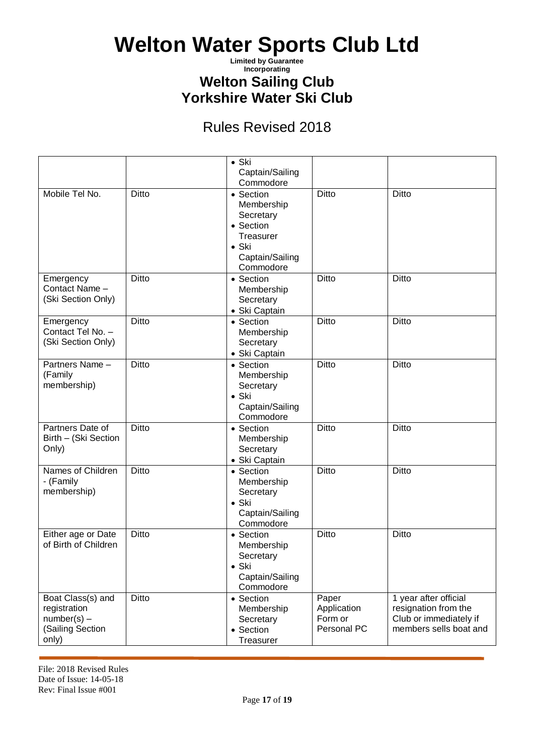# Welton Water Sports Club Ltd

**Limited by Guarantee**
**Incorporating**

## Welton Sailing Club
## Yorkshire Water Ski Club

Rules Revised 2018

| | | | | |
|---|---|---|---|---|
| | | • Ski Captain/Sailing Commodore | | |
| Mobile Tel No. | Ditto | • Section Membership Secretary<br>• Section Treasurer<br>• Ski Captain/Sailing Commodore | Ditto | Ditto |
| Emergency Contact Name – (Ski Section Only) | Ditto | • Section Membership Secretary<br>• Ski Captain | Ditto | Ditto |
| Emergency Contact Tel No. – (Ski Section Only) | Ditto | • Section Membership Secretary<br>• Ski Captain | Ditto | Ditto |
| Partners Name – (Family membership) | Ditto | • Section Membership Secretary<br>• Ski Captain/Sailing Commodore | Ditto | Ditto |
| Partners Date of Birth – (Ski Section Only) | Ditto | • Section Membership Secretary<br>• Ski Captain | Ditto | Ditto |
| Names of Children - (Family membership) | Ditto | • Section Membership Secretary<br>• Ski Captain/Sailing Commodore | Ditto | Ditto |
| Either age or Date of Birth of Children | Ditto | • Section Membership Secretary<br>• Ski Captain/Sailing Commodore | Ditto | Ditto |
| Boat Class(s) and registration number(s) – (Sailing Section only) | Ditto | • Section Membership Secretary<br>• Section Treasurer | Paper Application Form or Personal PC | 1 year after official resignation from the Club or immediately if members sells boat and |

File: 2018 Revised Rules
Date of Issue: 14-05-18
Rev: Final Issue #001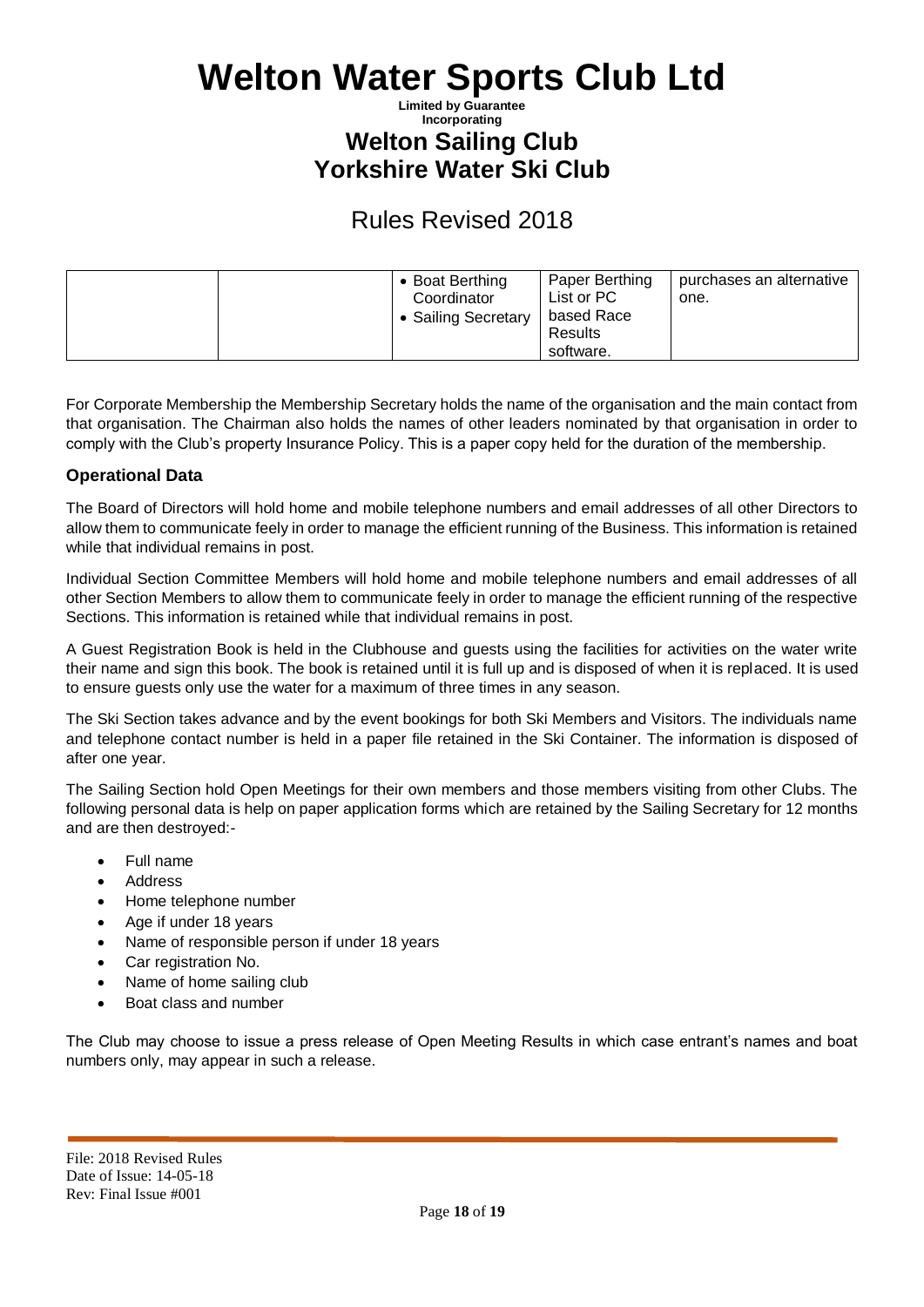| | | • Boat Berthing Coordinator<br>• Sailing Secretary | Paper Berthing List or PC based Race Results software. | purchases an alternative one. |
|---|---|---|---|---|

For Corporate Membership the Membership Secretary holds the name of the organisation and the main contact from that organisation. The Chairman also holds the names of other leaders nominated by that organisation in order to comply with the Club's property Insurance Policy. This is a paper copy held for the duration of the membership.

### Operational Data

The Board of Directors will hold home and mobile telephone numbers and email addresses of all other Directors to allow them to communicate feely in order to manage the efficient running of the Business. This information is retained while that individual remains in post.

Individual Section Committee Members will hold home and mobile telephone numbers and email addresses of all other Section Members to allow them to communicate feely in order to manage the efficient running of the respective Sections. This information is retained while that individual remains in post.

A Guest Registration Book is held in the Clubhouse and guests using the facilities for activities on the water write their name and sign this book. The book is retained until it is full up and is disposed of when it is replaced. It is used to ensure guests only use the water for a maximum of three times in any season.

The Ski Section takes advance and by the event bookings for both Ski Members and Visitors. The individuals name and telephone contact number is held in a paper file retained in the Ski Container. The information is disposed of after one year.

The Sailing Section hold Open Meetings for their own members and those members visiting from other Clubs. The following personal data is help on paper application forms which are retained by the Sailing Secretary for 12 months and are then destroyed:-

- Full name
- Address
- Home telephone number
- Age if under 18 years
- Name of responsible person if under 18 years
- Car registration No.
- Name of home sailing club
- Boat class and number

The Club may choose to issue a press release of Open Meeting Results in which case entrant's names and boat numbers only, may appear in such a release.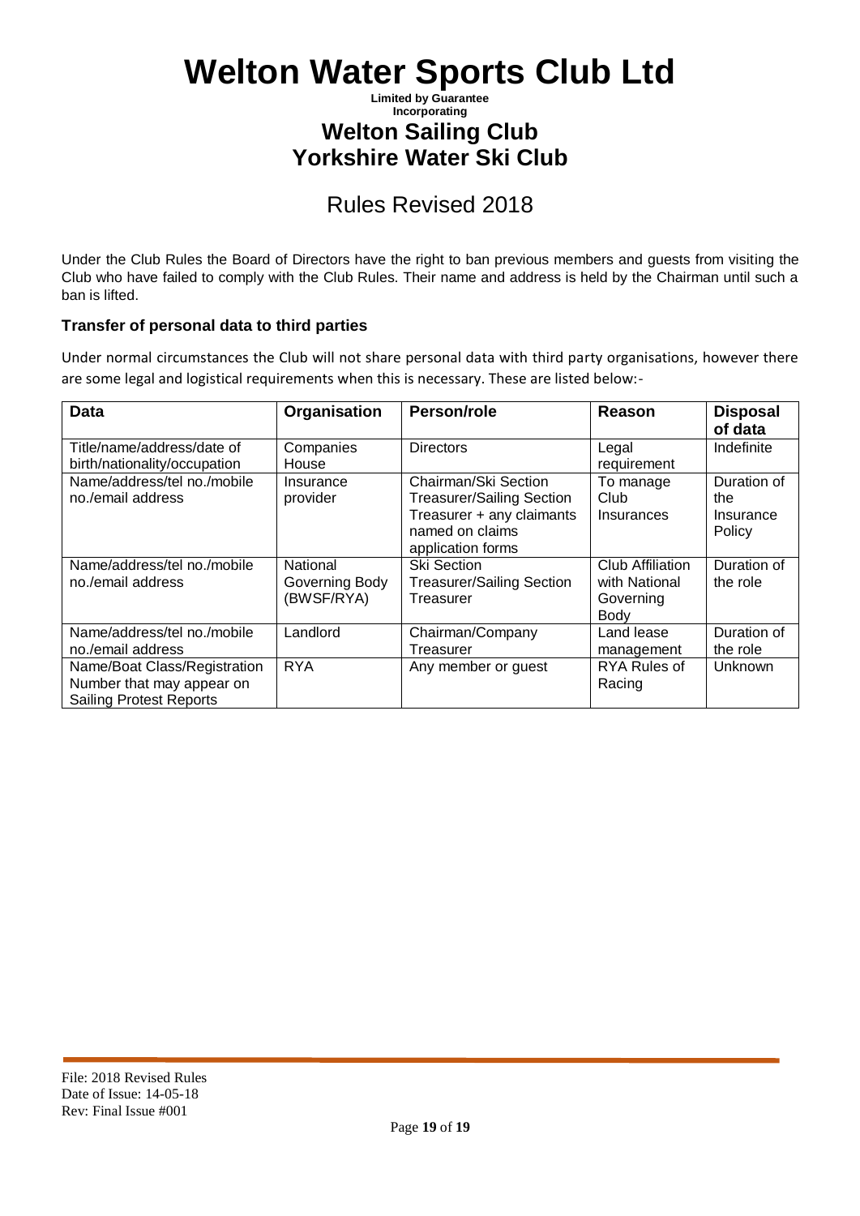# Welton Water Sports Club Ltd

**Limited by Guarantee**
**Incorporating**

## Welton Sailing Club
## Yorkshire Water Ski Club

## Rules Revised 2018

Under the Club Rules the Board of Directors have the right to ban previous members and guests from visiting the Club who have failed to comply with the Club Rules. Their name and address is held by the Chairman until such a ban is lifted.

### Transfer of personal data to third parties

Under normal circumstances the Club will not share personal data with third party organisations, however there are some legal and logistical requirements when this is necessary. These are listed below:-

| Data | Organisation | Person/role | Reason | Disposal of data |
|---|---|---|---|---|
| Title/name/address/date of birth/nationality/occupation | Companies House | Directors | Legal requirement | Indefinite |
| Name/address/tel no./mobile no./email address | Insurance provider | Chairman/Ski Section Treasurer/Sailing Section Treasurer + any claimants named on claims application forms | To manage Club Insurances | Duration of the Insurance Policy |
| Name/address/tel no./mobile no./email address | National Governing Body (BWSF/RYA) | Ski Section Treasurer/Sailing Section Treasurer | Club Affiliation with National Governing Body | Duration of the role |
| Name/address/tel no./mobile no./email address | Landlord | Chairman/Company Treasurer | Land lease management | Duration of the role |
| Name/Boat Class/Registration Number that may appear on Sailing Protest Reports | RYA | Any member or guest | RYA Rules of Racing | Unknown |

File: 2018 Revised Rules
Date of Issue: 14-05-18
Rev: Final Issue #001